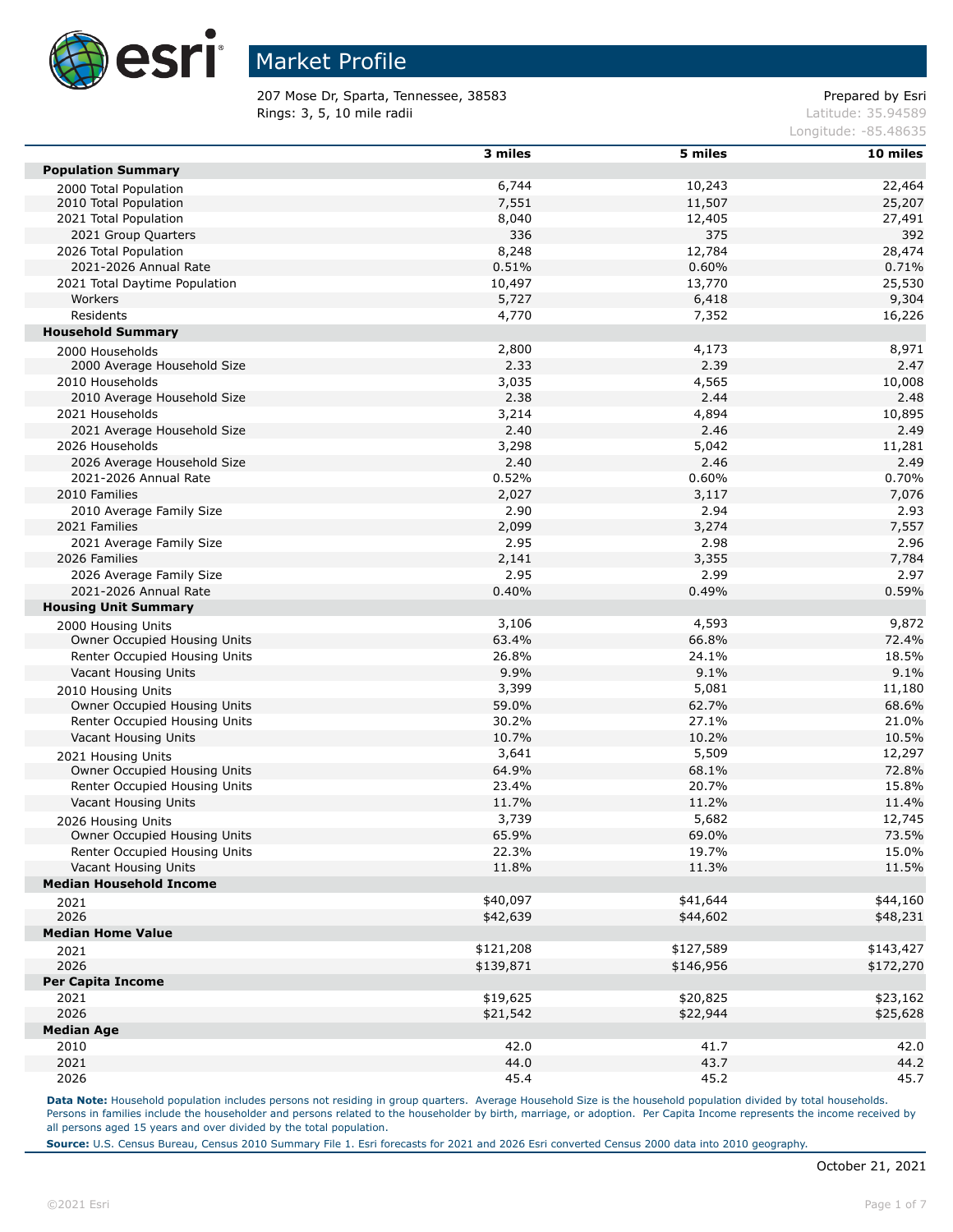# Market Profile

207 Mose Dr, Sparta, Tennessee, 38583
Rings: 3, 5, 10 mile radii

Prepared by Esri
Latitude: 35.94589
Longitude: -85.48635

| | 3 miles | 5 miles | 10 miles |
|---|---|---|---|
| **Population Summary** | | | |
| 2000 Total Population | 6,744 | 10,243 | 22,464 |
| 2010 Total Population | 7,551 | 11,507 | 25,207 |
| 2021 Total Population | 8,040 | 12,405 | 27,491 |
| 2021 Group Quarters | 336 | 375 | 392 |
| 2026 Total Population | 8,248 | 12,784 | 28,474 |
| 2021-2026 Annual Rate | 0.51% | 0.60% | 0.71% |
| 2021 Total Daytime Population | 10,497 | 13,770 | 25,530 |
| Workers | 5,727 | 6,418 | 9,304 |
| Residents | 4,770 | 7,352 | 16,226 |
| **Household Summary** | | | |
| 2000 Households | 2,800 | 4,173 | 8,971 |
| 2000 Average Household Size | 2.33 | 2.39 | 2.47 |
| 2010 Households | 3,035 | 4,565 | 10,008 |
| 2010 Average Household Size | 2.38 | 2.44 | 2.48 |
| 2021 Households | 3,214 | 4,894 | 10,895 |
| 2021 Average Household Size | 2.40 | 2.46 | 2.49 |
| 2026 Households | 3,298 | 5,042 | 11,281 |
| 2026 Average Household Size | 2.40 | 2.46 | 2.49 |
| 2021-2026 Annual Rate | 0.52% | 0.60% | 0.70% |
| 2010 Families | 2,027 | 3,117 | 7,076 |
| 2010 Average Family Size | 2.90 | 2.94 | 2.93 |
| 2021 Families | 2,099 | 3,274 | 7,557 |
| 2021 Average Family Size | 2.95 | 2.98 | 2.96 |
| 2026 Families | 2,141 | 3,355 | 7,784 |
| 2026 Average Family Size | 2.95 | 2.99 | 2.97 |
| 2021-2026 Annual Rate | 0.40% | 0.49% | 0.59% |
| **Housing Unit Summary** | | | |
| 2000 Housing Units | 3,106 | 4,593 | 9,872 |
| Owner Occupied Housing Units | 63.4% | 66.8% | 72.4% |
| Renter Occupied Housing Units | 26.8% | 24.1% | 18.5% |
| Vacant Housing Units | 9.9% | 9.1% | 9.1% |
| 2010 Housing Units | 3,399 | 5,081 | 11,180 |
| Owner Occupied Housing Units | 59.0% | 62.7% | 68.6% |
| Renter Occupied Housing Units | 30.2% | 27.1% | 21.0% |
| Vacant Housing Units | 10.7% | 10.2% | 10.5% |
| 2021 Housing Units | 3,641 | 5,509 | 12,297 |
| Owner Occupied Housing Units | 64.9% | 68.1% | 72.8% |
| Renter Occupied Housing Units | 23.4% | 20.7% | 15.8% |
| Vacant Housing Units | 11.7% | 11.2% | 11.4% |
| 2026 Housing Units | 3,739 | 5,682 | 12,745 |
| Owner Occupied Housing Units | 65.9% | 69.0% | 73.5% |
| Renter Occupied Housing Units | 22.3% | 19.7% | 15.0% |
| Vacant Housing Units | 11.8% | 11.3% | 11.5% |
| **Median Household Income** | | | |
| 2021 | $40,097 | $41,644 | $44,160 |
| 2026 | $42,639 | $44,602 | $48,231 |
| **Median Home Value** | | | |
| 2021 | $121,208 | $127,589 | $143,427 |
| 2026 | $139,871 | $146,956 | $172,270 |
| **Per Capita Income** | | | |
| 2021 | $19,625 | $20,825 | $23,162 |
| 2026 | $21,542 | $22,944 | $25,628 |
| **Median Age** | | | |
| 2010 | 42.0 | 41.7 | 42.0 |
| 2021 | 44.0 | 43.7 | 44.2 |
| 2026 | 45.4 | 45.2 | 45.7 |

**Data Note:** Household population includes persons not residing in group quarters. Average Household Size is the household population divided by total households. Persons in families include the householder and persons related to the householder by birth, marriage, or adoption. Per Capita Income represents the income received by all persons aged 15 years and over divided by the total population.

**Source:** U.S. Census Bureau, Census 2010 Summary File 1. Esri forecasts for 2021 and 2026 Esri converted Census 2000 data into 2010 geography.

October 21, 2021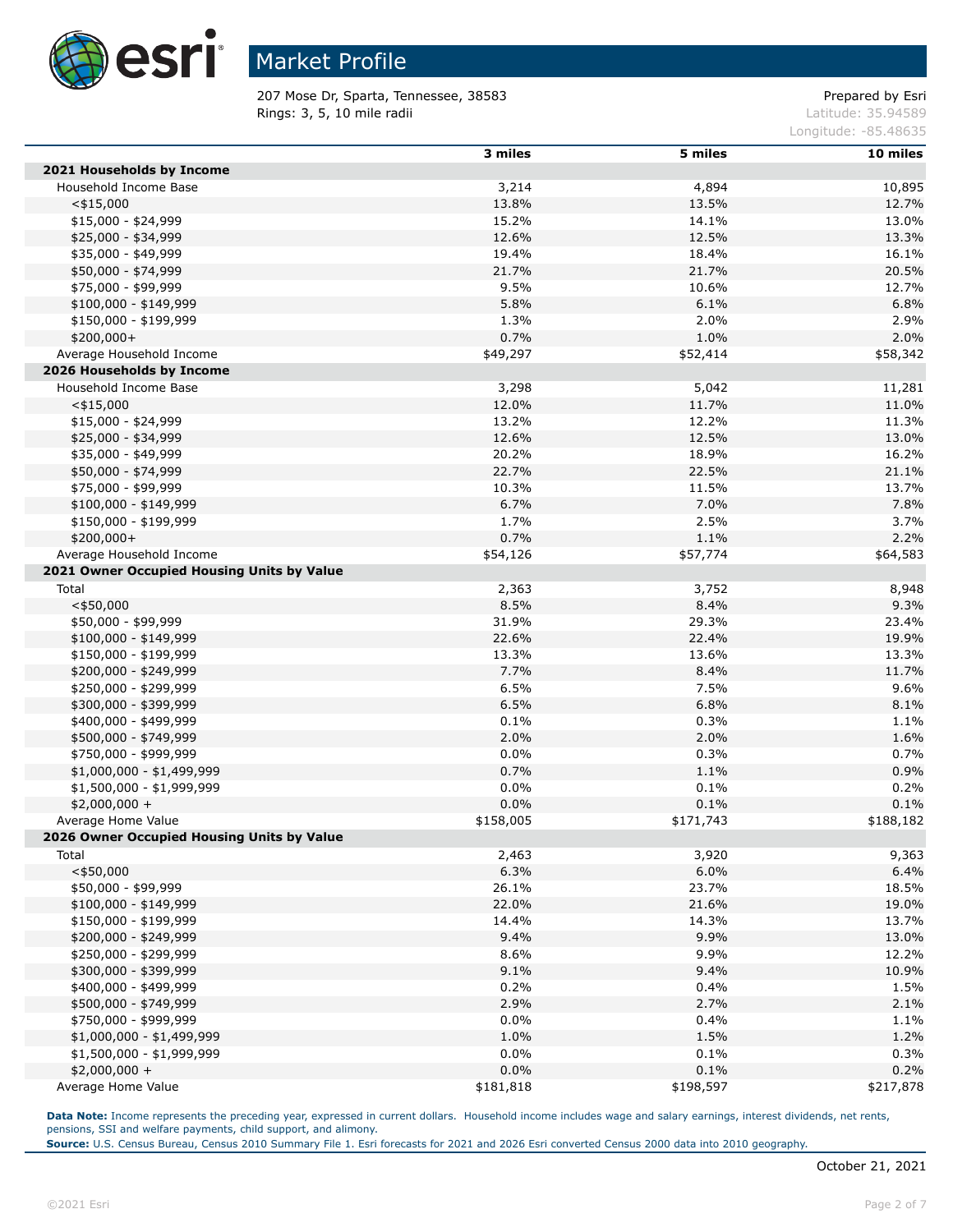# Market Profile

207 Mose Dr, Sparta, Tennessee, 38583
Rings: 3, 5, 10 mile radii

Prepared by Esri
Latitude: 35.94589
Longitude: -85.48635

| | 3 miles | 5 miles | 10 miles |
|---|---|---|---|
| **2021 Households by Income** | | | |
| Household Income Base | 3,214 | 4,894 | 10,895 |
| <$15,000 | 13.8% | 13.5% | 12.7% |
| $15,000 - $24,999 | 15.2% | 14.1% | 13.0% |
| $25,000 - $34,999 | 12.6% | 12.5% | 13.3% |
| $35,000 - $49,999 | 19.4% | 18.4% | 16.1% |
| $50,000 - $74,999 | 21.7% | 21.7% | 20.5% |
| $75,000 - $99,999 | 9.5% | 10.6% | 12.7% |
| $100,000 - $149,999 | 5.8% | 6.1% | 6.8% |
| $150,000 - $199,999 | 1.3% | 2.0% | 2.9% |
| $200,000+ | 0.7% | 1.0% | 2.0% |
| Average Household Income | $49,297 | $52,414 | $58,342 |
| **2026 Households by Income** | | | |
| Household Income Base | 3,298 | 5,042 | 11,281 |
| <$15,000 | 12.0% | 11.7% | 11.0% |
| $15,000 - $24,999 | 13.2% | 12.2% | 11.3% |
| $25,000 - $34,999 | 12.6% | 12.5% | 13.0% |
| $35,000 - $49,999 | 20.2% | 18.9% | 16.2% |
| $50,000 - $74,999 | 22.7% | 22.5% | 21.1% |
| $75,000 - $99,999 | 10.3% | 11.5% | 13.7% |
| $100,000 - $149,999 | 6.7% | 7.0% | 7.8% |
| $150,000 - $199,999 | 1.7% | 2.5% | 3.7% |
| $200,000+ | 0.7% | 1.1% | 2.2% |
| Average Household Income | $54,126 | $57,774 | $64,583 |
| **2021 Owner Occupied Housing Units by Value** | | | |
| Total | 2,363 | 3,752 | 8,948 |
| <$50,000 | 8.5% | 8.4% | 9.3% |
| $50,000 - $99,999 | 31.9% | 29.3% | 23.4% |
| $100,000 - $149,999 | 22.6% | 22.4% | 19.9% |
| $150,000 - $199,999 | 13.3% | 13.6% | 13.3% |
| $200,000 - $249,999 | 7.7% | 8.4% | 11.7% |
| $250,000 - $299,999 | 6.5% | 7.5% | 9.6% |
| $300,000 - $399,999 | 6.5% | 6.8% | 8.1% |
| $400,000 - $499,999 | 0.1% | 0.3% | 1.1% |
| $500,000 - $749,999 | 2.0% | 2.0% | 1.6% |
| $750,000 - $999,999 | 0.0% | 0.3% | 0.7% |
| $1,000,000 - $1,499,999 | 0.7% | 1.1% | 0.9% |
| $1,500,000 - $1,999,999 | 0.0% | 0.1% | 0.2% |
| $2,000,000 + | 0.0% | 0.1% | 0.1% |
| Average Home Value | $158,005 | $171,743 | $188,182 |
| **2026 Owner Occupied Housing Units by Value** | | | |
| Total | 2,463 | 3,920 | 9,363 |
| <$50,000 | 6.3% | 6.0% | 6.4% |
| $50,000 - $99,999 | 26.1% | 23.7% | 18.5% |
| $100,000 - $149,999 | 22.0% | 21.6% | 19.0% |
| $150,000 - $199,999 | 14.4% | 14.3% | 13.7% |
| $200,000 - $249,999 | 9.4% | 9.9% | 13.0% |
| $250,000 - $299,999 | 8.6% | 9.9% | 12.2% |
| $300,000 - $399,999 | 9.1% | 9.4% | 10.9% |
| $400,000 - $499,999 | 0.2% | 0.4% | 1.5% |
| $500,000 - $749,999 | 2.9% | 2.7% | 2.1% |
| $750,000 - $999,999 | 0.0% | 0.4% | 1.1% |
| $1,000,000 - $1,499,999 | 1.0% | 1.5% | 1.2% |
| $1,500,000 - $1,999,999 | 0.0% | 0.1% | 0.3% |
| $2,000,000 + | 0.0% | 0.1% | 0.2% |
| Average Home Value | $181,818 | $198,597 | $217,878 |

**Data Note:** Income represents the preceding year, expressed in current dollars. Household income includes wage and salary earnings, interest dividends, net rents, pensions, SSI and welfare payments, child support, and alimony.
**Source:** U.S. Census Bureau, Census 2010 Summary File 1. Esri forecasts for 2021 and 2026 Esri converted Census 2000 data into 2010 geography.

October 21, 2021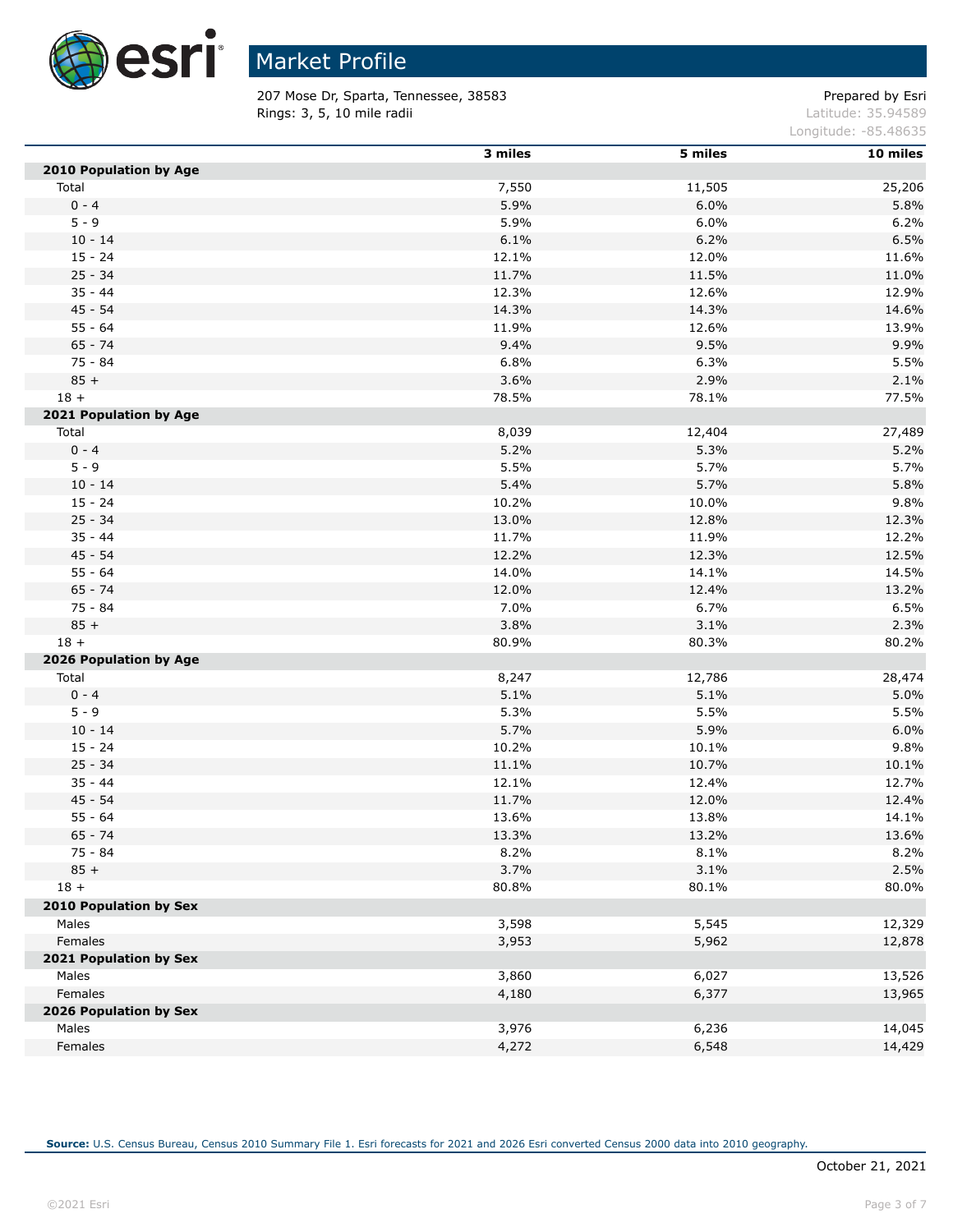# Market Profile

207 Mose Dr, Sparta, Tennessee, 38583 
Rings: 3, 5, 10 mile radii

Prepared by Esri 
Latitude: 35.94589 
Longitude: -85.48635

| | 3 miles | 5 miles | 10 miles |
|---|---|---|---|
| **2010 Population by Age** | | | |
| Total | 7,550 | 11,505 | 25,206 |
| 0 - 4 | 5.9% | 6.0% | 5.8% |
| 5 - 9 | 5.9% | 6.0% | 6.2% |
| 10 - 14 | 6.1% | 6.2% | 6.5% |
| 15 - 24 | 12.1% | 12.0% | 11.6% |
| 25 - 34 | 11.7% | 11.5% | 11.0% |
| 35 - 44 | 12.3% | 12.6% | 12.9% |
| 45 - 54 | 14.3% | 14.3% | 14.6% |
| 55 - 64 | 11.9% | 12.6% | 13.9% |
| 65 - 74 | 9.4% | 9.5% | 9.9% |
| 75 - 84 | 6.8% | 6.3% | 5.5% |
| 85 + | 3.6% | 2.9% | 2.1% |
| 18 + | 78.5% | 78.1% | 77.5% |
| **2021 Population by Age** | | | |
| Total | 8,039 | 12,404 | 27,489 |
| 0 - 4 | 5.2% | 5.3% | 5.2% |
| 5 - 9 | 5.5% | 5.7% | 5.7% |
| 10 - 14 | 5.4% | 5.7% | 5.8% |
| 15 - 24 | 10.2% | 10.0% | 9.8% |
| 25 - 34 | 13.0% | 12.8% | 12.3% |
| 35 - 44 | 11.7% | 11.9% | 12.2% |
| 45 - 54 | 12.2% | 12.3% | 12.5% |
| 55 - 64 | 14.0% | 14.1% | 14.5% |
| 65 - 74 | 12.0% | 12.4% | 13.2% |
| 75 - 84 | 7.0% | 6.7% | 6.5% |
| 85 + | 3.8% | 3.1% | 2.3% |
| 18 + | 80.9% | 80.3% | 80.2% |
| **2026 Population by Age** | | | |
| Total | 8,247 | 12,786 | 28,474 |
| 0 - 4 | 5.1% | 5.1% | 5.0% |
| 5 - 9 | 5.3% | 5.5% | 5.5% |
| 10 - 14 | 5.7% | 5.9% | 6.0% |
| 15 - 24 | 10.2% | 10.1% | 9.8% |
| 25 - 34 | 11.1% | 10.7% | 10.1% |
| 35 - 44 | 12.1% | 12.4% | 12.7% |
| 45 - 54 | 11.7% | 12.0% | 12.4% |
| 55 - 64 | 13.6% | 13.8% | 14.1% |
| 65 - 74 | 13.3% | 13.2% | 13.6% |
| 75 - 84 | 8.2% | 8.1% | 8.2% |
| 85 + | 3.7% | 3.1% | 2.5% |
| 18 + | 80.8% | 80.1% | 80.0% |
| **2010 Population by Sex** | | | |
| Males | 3,598 | 5,545 | 12,329 |
| Females | 3,953 | 5,962 | 12,878 |
| **2021 Population by Sex** | | | |
| Males | 3,860 | 6,027 | 13,526 |
| Females | 4,180 | 6,377 | 13,965 |
| **2026 Population by Sex** | | | |
| Males | 3,976 | 6,236 | 14,045 |
| Females | 4,272 | 6,548 | 14,429 |

**Source:** U.S. Census Bureau, Census 2010 Summary File 1. Esri forecasts for 2021 and 2026 Esri converted Census 2000 data into 2010 geography.

October 21, 2021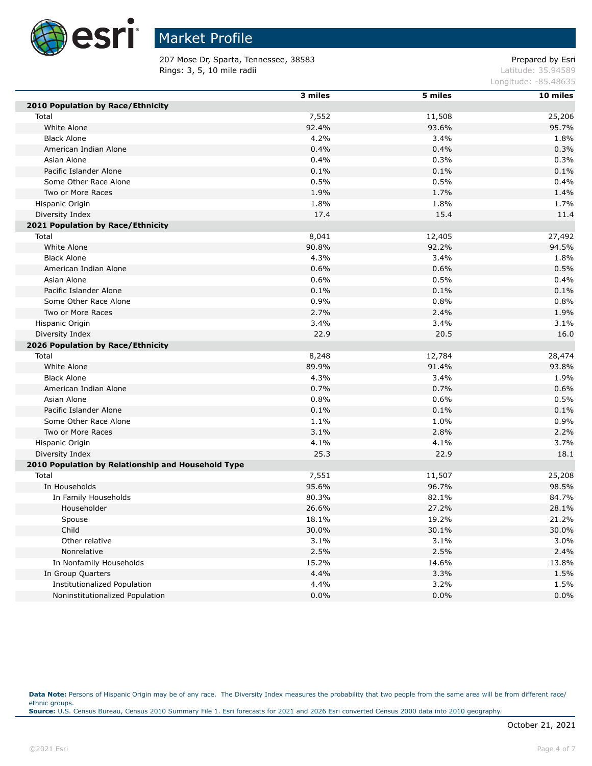# Market Profile

207 Mose Dr, Sparta, Tennessee, 38583
Rings: 3, 5, 10 mile radii

Prepared by Esri
Latitude: 35.94589
Longitude: -85.48635

| | 3 miles | 5 miles | 10 miles |
|---|---|---|---|
| **2010 Population by Race/Ethnicity** | | | |
| Total | 7,552 | 11,508 | 25,206 |
| White Alone | 92.4% | 93.6% | 95.7% |
| Black Alone | 4.2% | 3.4% | 1.8% |
| American Indian Alone | 0.4% | 0.4% | 0.3% |
| Asian Alone | 0.4% | 0.3% | 0.3% |
| Pacific Islander Alone | 0.1% | 0.1% | 0.1% |
| Some Other Race Alone | 0.5% | 0.5% | 0.4% |
| Two or More Races | 1.9% | 1.7% | 1.4% |
| Hispanic Origin | 1.8% | 1.8% | 1.7% |
| Diversity Index | 17.4 | 15.4 | 11.4 |
| **2021 Population by Race/Ethnicity** | | | |
| Total | 8,041 | 12,405 | 27,492 |
| White Alone | 90.8% | 92.2% | 94.5% |
| Black Alone | 4.3% | 3.4% | 1.8% |
| American Indian Alone | 0.6% | 0.6% | 0.5% |
| Asian Alone | 0.6% | 0.5% | 0.4% |
| Pacific Islander Alone | 0.1% | 0.1% | 0.1% |
| Some Other Race Alone | 0.9% | 0.8% | 0.8% |
| Two or More Races | 2.7% | 2.4% | 1.9% |
| Hispanic Origin | 3.4% | 3.4% | 3.1% |
| Diversity Index | 22.9 | 20.5 | 16.0 |
| **2026 Population by Race/Ethnicity** | | | |
| Total | 8,248 | 12,784 | 28,474 |
| White Alone | 89.9% | 91.4% | 93.8% |
| Black Alone | 4.3% | 3.4% | 1.9% |
| American Indian Alone | 0.7% | 0.7% | 0.6% |
| Asian Alone | 0.8% | 0.6% | 0.5% |
| Pacific Islander Alone | 0.1% | 0.1% | 0.1% |
| Some Other Race Alone | 1.1% | 1.0% | 0.9% |
| Two or More Races | 3.1% | 2.8% | 2.2% |
| Hispanic Origin | 4.1% | 4.1% | 3.7% |
| Diversity Index | 25.3 | 22.9 | 18.1 |
| **2010 Population by Relationship and Household Type** | | | |
| Total | 7,551 | 11,507 | 25,208 |
| In Households | 95.6% | 96.7% | 98.5% |
| In Family Households | 80.3% | 82.1% | 84.7% |
| Householder | 26.6% | 27.2% | 28.1% |
| Spouse | 18.1% | 19.2% | 21.2% |
| Child | 30.0% | 30.1% | 30.0% |
| Other relative | 3.1% | 3.1% | 3.0% |
| Nonrelative | 2.5% | 2.5% | 2.4% |
| In Nonfamily Households | 15.2% | 14.6% | 13.8% |
| In Group Quarters | 4.4% | 3.3% | 1.5% |
| Institutionalized Population | 4.4% | 3.2% | 1.5% |
| Noninstitutionalized Population | 0.0% | 0.0% | 0.0% |

**Data Note:** Persons of Hispanic Origin may be of any race. The Diversity Index measures the probability that two people from the same area will be from different race/ethnic groups.
**Source:** U.S. Census Bureau, Census 2010 Summary File 1. Esri forecasts for 2021 and 2026 Esri converted Census 2000 data into 2010 geography.

October 21, 2021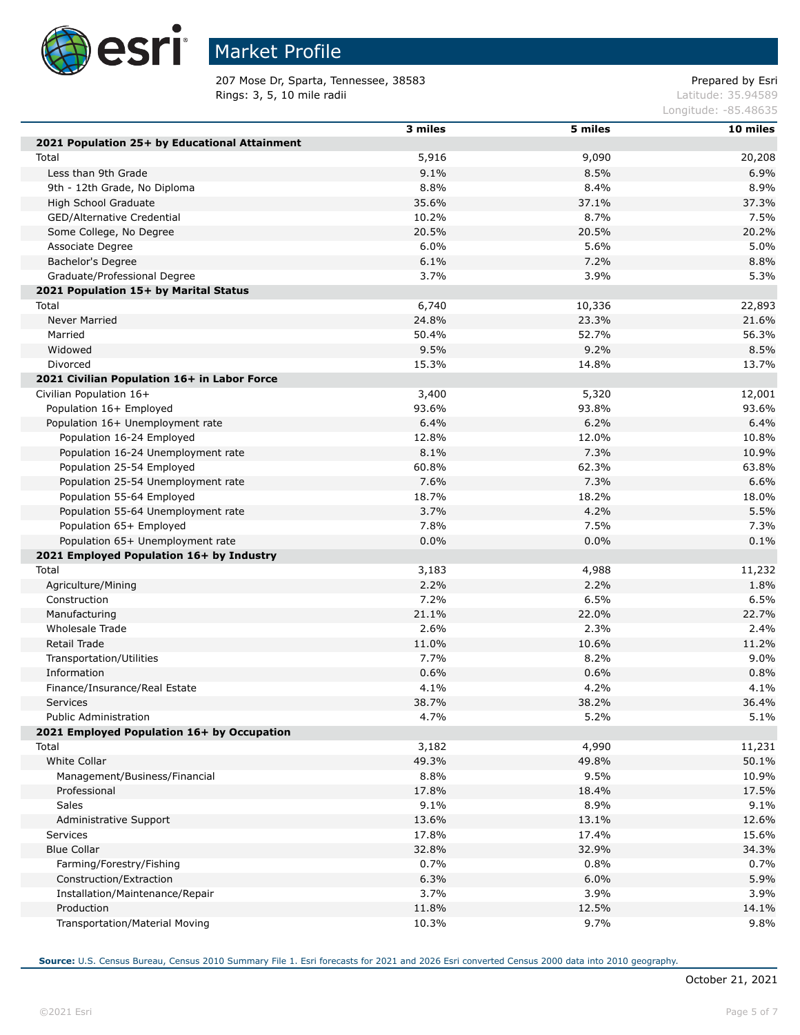# Market Profile

207 Mose Dr, Sparta, Tennessee, 38583
Rings: 3, 5, 10 mile radii

Prepared by Esri
Latitude: 35.94589
Longitude: -85.48635

| | 3 miles | 5 miles | 10 miles |
|---|---|---|---|
| **2021 Population 25+ by Educational Attainment** | | | |
| Total | 5,916 | 9,090 | 20,208 |
| Less than 9th Grade | 9.1% | 8.5% | 6.9% |
| 9th - 12th Grade, No Diploma | 8.8% | 8.4% | 8.9% |
| High School Graduate | 35.6% | 37.1% | 37.3% |
| GED/Alternative Credential | 10.2% | 8.7% | 7.5% |
| Some College, No Degree | 20.5% | 20.5% | 20.2% |
| Associate Degree | 6.0% | 5.6% | 5.0% |
| Bachelor's Degree | 6.1% | 7.2% | 8.8% |
| Graduate/Professional Degree | 3.7% | 3.9% | 5.3% |
| **2021 Population 15+ by Marital Status** | | | |
| Total | 6,740 | 10,336 | 22,893 |
| Never Married | 24.8% | 23.3% | 21.6% |
| Married | 50.4% | 52.7% | 56.3% |
| Widowed | 9.5% | 9.2% | 8.5% |
| Divorced | 15.3% | 14.8% | 13.7% |
| **2021 Civilian Population 16+ in Labor Force** | | | |
| Civilian Population 16+ | 3,400 | 5,320 | 12,001 |
| Population 16+ Employed | 93.6% | 93.8% | 93.6% |
| Population 16+ Unemployment rate | 6.4% | 6.2% | 6.4% |
| Population 16-24 Employed | 12.8% | 12.0% | 10.8% |
| Population 16-24 Unemployment rate | 8.1% | 7.3% | 10.9% |
| Population 25-54 Employed | 60.8% | 62.3% | 63.8% |
| Population 25-54 Unemployment rate | 7.6% | 7.3% | 6.6% |
| Population 55-64 Employed | 18.7% | 18.2% | 18.0% |
| Population 55-64 Unemployment rate | 3.7% | 4.2% | 5.5% |
| Population 65+ Employed | 7.8% | 7.5% | 7.3% |
| Population 65+ Unemployment rate | 0.0% | 0.0% | 0.1% |
| **2021 Employed Population 16+ by Industry** | | | |
| Total | 3,183 | 4,988 | 11,232 |
| Agriculture/Mining | 2.2% | 2.2% | 1.8% |
| Construction | 7.2% | 6.5% | 6.5% |
| Manufacturing | 21.1% | 22.0% | 22.7% |
| Wholesale Trade | 2.6% | 2.3% | 2.4% |
| Retail Trade | 11.0% | 10.6% | 11.2% |
| Transportation/Utilities | 7.7% | 8.2% | 9.0% |
| Information | 0.6% | 0.6% | 0.8% |
| Finance/Insurance/Real Estate | 4.1% | 4.2% | 4.1% |
| Services | 38.7% | 38.2% | 36.4% |
| Public Administration | 4.7% | 5.2% | 5.1% |
| **2021 Employed Population 16+ by Occupation** | | | |
| Total | 3,182 | 4,990 | 11,231 |
| White Collar | 49.3% | 49.8% | 50.1% |
| Management/Business/Financial | 8.8% | 9.5% | 10.9% |
| Professional | 17.8% | 18.4% | 17.5% |
| Sales | 9.1% | 8.9% | 9.1% |
| Administrative Support | 13.6% | 13.1% | 12.6% |
| Services | 17.8% | 17.4% | 15.6% |
| Blue Collar | 32.8% | 32.9% | 34.3% |
| Farming/Forestry/Fishing | 0.7% | 0.8% | 0.7% |
| Construction/Extraction | 6.3% | 6.0% | 5.9% |
| Installation/Maintenance/Repair | 3.7% | 3.9% | 3.9% |
| Production | 11.8% | 12.5% | 14.1% |
| Transportation/Material Moving | 10.3% | 9.7% | 9.8% |

**Source:** U.S. Census Bureau, Census 2010 Summary File 1. Esri forecasts for 2021 and 2026 Esri converted Census 2000 data into 2010 geography.

October 21, 2021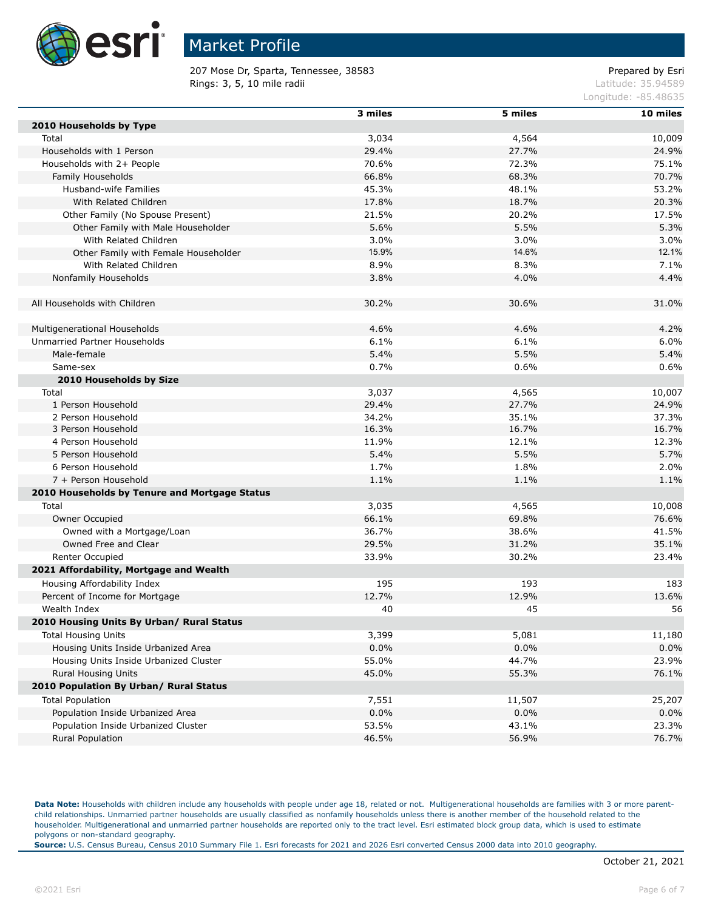# Market Profile

207 Mose Dr, Sparta, Tennessee, 38583
Rings: 3, 5, 10 mile radii

Prepared by Esri
Latitude: 35.94589
Longitude: -85.48635

| | 3 miles | 5 miles | 10 miles |
|---|---|---|---|
| **2010 Households by Type** | | | |
| Total | 3,034 | 4,564 | 10,009 |
| Households with 1 Person | 29.4% | 27.7% | 24.9% |
| Households with 2+ People | 70.6% | 72.3% | 75.1% |
| Family Households | 66.8% | 68.3% | 70.7% |
| Husband-wife Families | 45.3% | 48.1% | 53.2% |
| With Related Children | 17.8% | 18.7% | 20.3% |
| Other Family (No Spouse Present) | 21.5% | 20.2% | 17.5% |
| Other Family with Male Householder | 5.6% | 5.5% | 5.3% |
| With Related Children | 3.0% | 3.0% | 3.0% |
| Other Family with Female Householder | 15.9% | 14.6% | 12.1% |
| With Related Children | 8.9% | 8.3% | 7.1% |
| Nonfamily Households | 3.8% | 4.0% | 4.4% |
| | | | |
| All Households with Children | 30.2% | 30.6% | 31.0% |
| | | | |
| Multigenerational Households | 4.6% | 4.6% | 4.2% |
| Unmarried Partner Households | 6.1% | 6.1% | 6.0% |
| Male-female | 5.4% | 5.5% | 5.4% |
| Same-sex | 0.7% | 0.6% | 0.6% |
| **2010 Households by Size** | | | |
| Total | 3,037 | 4,565 | 10,007 |
| 1 Person Household | 29.4% | 27.7% | 24.9% |
| 2 Person Household | 34.2% | 35.1% | 37.3% |
| 3 Person Household | 16.3% | 16.7% | 16.7% |
| 4 Person Household | 11.9% | 12.1% | 12.3% |
| 5 Person Household | 5.4% | 5.5% | 5.7% |
| 6 Person Household | 1.7% | 1.8% | 2.0% |
| 7 + Person Household | 1.1% | 1.1% | 1.1% |
| **2010 Households by Tenure and Mortgage Status** | | | |
| Total | 3,035 | 4,565 | 10,008 |
| Owner Occupied | 66.1% | 69.8% | 76.6% |
| Owned with a Mortgage/Loan | 36.7% | 38.6% | 41.5% |
| Owned Free and Clear | 29.5% | 31.2% | 35.1% |
| Renter Occupied | 33.9% | 30.2% | 23.4% |
| **2021 Affordability, Mortgage and Wealth** | | | |
| Housing Affordability Index | 195 | 193 | 183 |
| Percent of Income for Mortgage | 12.7% | 12.9% | 13.6% |
| Wealth Index | 40 | 45 | 56 |
| **2010 Housing Units By Urban/ Rural Status** | | | |
| Total Housing Units | 3,399 | 5,081 | 11,180 |
| Housing Units Inside Urbanized Area | 0.0% | 0.0% | 0.0% |
| Housing Units Inside Urbanized Cluster | 55.0% | 44.7% | 23.9% |
| Rural Housing Units | 45.0% | 55.3% | 76.1% |
| **2010 Population By Urban/ Rural Status** | | | |
| Total Population | 7,551 | 11,507 | 25,207 |
| Population Inside Urbanized Area | 0.0% | 0.0% | 0.0% |
| Population Inside Urbanized Cluster | 53.5% | 43.1% | 23.3% |
| Rural Population | 46.5% | 56.9% | 76.7% |

**Data Note:** Households with children include any households with people under age 18, related or not. Multigenerational households are families with 3 or more parent-child relationships. Unmarried partner households are usually classified as nonfamily households unless there is another member of the household related to the householder. Multigenerational and unmarried partner households are reported only to the tract level. Esri estimated block group data, which is used to estimate polygons or non-standard geography.
**Source:** U.S. Census Bureau, Census 2010 Summary File 1. Esri forecasts for 2021 and 2026 Esri converted Census 2000 data into 2010 geography.

October 21, 2021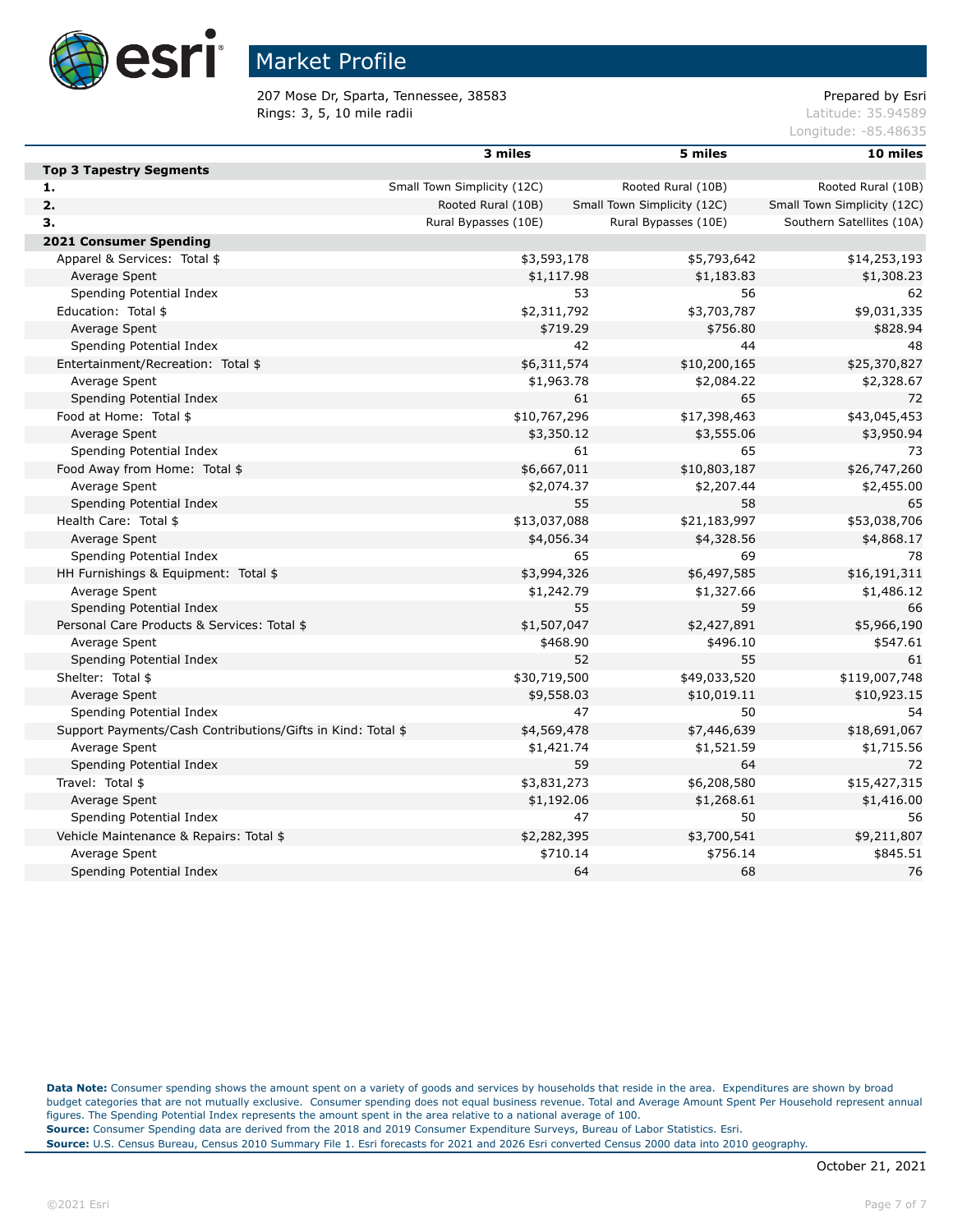# Market Profile

207 Mose Dr, Sparta, Tennessee, 38583
Rings: 3, 5, 10 mile radii

Prepared by Esri
Latitude: 35.94589
Longitude: -85.48635

| | 3 miles | 5 miles | 10 miles |
|---|---|---|---|
| **Top 3 Tapestry Segments** | | | |
| **1.** | Small Town Simplicity (12C) | Rooted Rural (10B) | Rooted Rural (10B) |
| **2.** | Rooted Rural (10B) | Small Town Simplicity (12C) | Small Town Simplicity (12C) |
| **3.** | Rural Bypasses (10E) | Rural Bypasses (10E) | Southern Satellites (10A) |
| **2021 Consumer Spending** | | | |
| Apparel & Services: Total $ | $3,593,178 | $5,793,642 | $14,253,193 |
| Average Spent | $1,117.98 | $1,183.83 | $1,308.23 |
| Spending Potential Index | 53 | 56 | 62 |
| Education: Total $ | $2,311,792 | $3,703,787 | $9,031,335 |
| Average Spent | $719.29 | $756.80 | $828.94 |
| Spending Potential Index | 42 | 44 | 48 |
| Entertainment/Recreation: Total $ | $6,311,574 | $10,200,165 | $25,370,827 |
| Average Spent | $1,963.78 | $2,084.22 | $2,328.67 |
| Spending Potential Index | 61 | 65 | 72 |
| Food at Home: Total $ | $10,767,296 | $17,398,463 | $43,045,453 |
| Average Spent | $3,350.12 | $3,555.06 | $3,950.94 |
| Spending Potential Index | 61 | 65 | 73 |
| Food Away from Home: Total $ | $6,667,011 | $10,803,187 | $26,747,260 |
| Average Spent | $2,074.37 | $2,207.44 | $2,455.00 |
| Spending Potential Index | 55 | 58 | 65 |
| Health Care: Total $ | $13,037,088 | $21,183,997 | $53,038,706 |
| Average Spent | $4,056.34 | $4,328.56 | $4,868.17 |
| Spending Potential Index | 65 | 69 | 78 |
| HH Furnishings & Equipment: Total $ | $3,994,326 | $6,497,585 | $16,191,311 |
| Average Spent | $1,242.79 | $1,327.66 | $1,486.12 |
| Spending Potential Index | 55 | 59 | 66 |
| Personal Care Products & Services: Total $ | $1,507,047 | $2,427,891 | $5,966,190 |
| Average Spent | $468.90 | $496.10 | $547.61 |
| Spending Potential Index | 52 | 55 | 61 |
| Shelter: Total $ | $30,719,500 | $49,033,520 | $119,007,748 |
| Average Spent | $9,558.03 | $10,019.11 | $10,923.15 |
| Spending Potential Index | 47 | 50 | 54 |
| Support Payments/Cash Contributions/Gifts in Kind: Total $ | $4,569,478 | $7,446,639 | $18,691,067 |
| Average Spent | $1,421.74 | $1,521.59 | $1,715.56 |
| Spending Potential Index | 59 | 64 | 72 |
| Travel: Total $ | $3,831,273 | $6,208,580 | $15,427,315 |
| Average Spent | $1,192.06 | $1,268.61 | $1,416.00 |
| Spending Potential Index | 47 | 50 | 56 |
| Vehicle Maintenance & Repairs: Total $ | $2,282,395 | $3,700,541 | $9,211,807 |
| Average Spent | $710.14 | $756.14 | $845.51 |
| Spending Potential Index | 64 | 68 | 76 |

**Data Note:** Consumer spending shows the amount spent on a variety of goods and services by households that reside in the area. Expenditures are shown by broad budget categories that are not mutually exclusive. Consumer spending does not equal business revenue. Total and Average Amount Spent Per Household represent annual figures. The Spending Potential Index represents the amount spent in the area relative to a national average of 100.
**Source:** Consumer Spending data are derived from the 2018 and 2019 Consumer Expenditure Surveys, Bureau of Labor Statistics. Esri.
**Source:** U.S. Census Bureau, Census 2010 Summary File 1. Esri forecasts for 2021 and 2026 Esri converted Census 2000 data into 2010 geography.

October 21, 2021